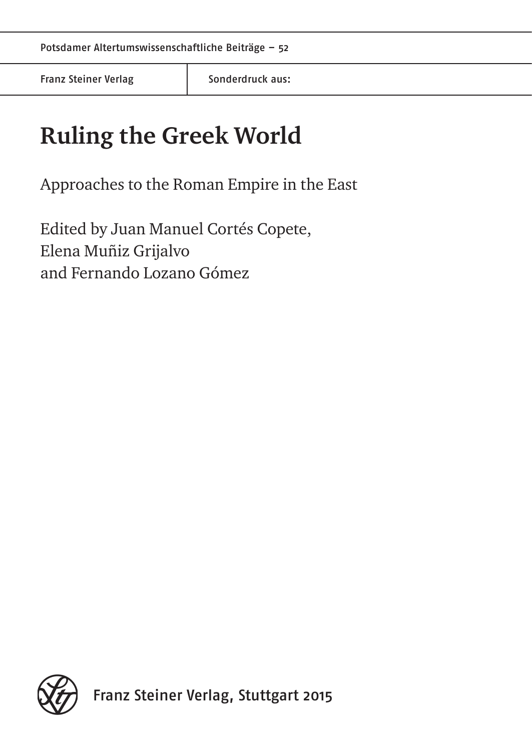Potsdamer Altertumswissenschaftliche Beiträge – 52

Franz Steiner Verlag | Sonderdruck aus:

# Ruling the Greek World

Approaches to the Roman Empire in the East

Edited by Juan Manuel Cortés Copete,
Elena Muñiz Grijalvo
and Fernando Lozano Gómez

Franz Steiner Verlag, Stuttgart 2015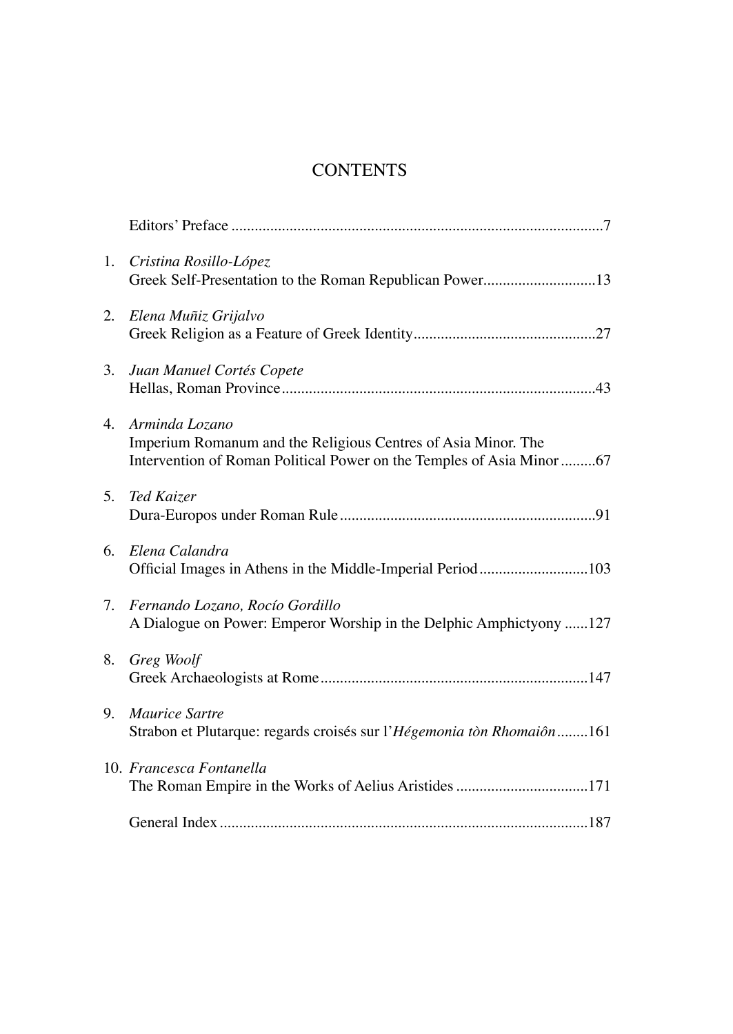# CONTENTS

Editors' Preface ....7

1. *Cristina Rosillo-López*
   Greek Self-Presentation to the Roman Republican Power....13

2. *Elena Muñiz Grijalvo*
   Greek Religion as a Feature of Greek Identity....27

3. *Juan Manuel Cortés Copete*
   Hellas, Roman Province....43

4. *Arminda Lozano*
   Imperium Romanum and the Religious Centres of Asia Minor. The Intervention of Roman Political Power on the Temples of Asia Minor....67

5. *Ted Kaizer*
   Dura-Europos under Roman Rule....91

6. *Elena Calandra*
   Official Images in Athens in the Middle-Imperial Period....103

7. *Fernando Lozano, Rocío Gordillo*
   A Dialogue on Power: Emperor Worship in the Delphic Amphictyony....127

8. *Greg Woolf*
   Greek Archaeologists at Rome....147

9. *Maurice Sartre*
   Strabon et Plutarque: regards croisés sur l'*Hégemonia tòn Rhomaiôn*....161

10. *Francesca Fontanella*
    The Roman Empire in the Works of Aelius Aristides....171

General Index....187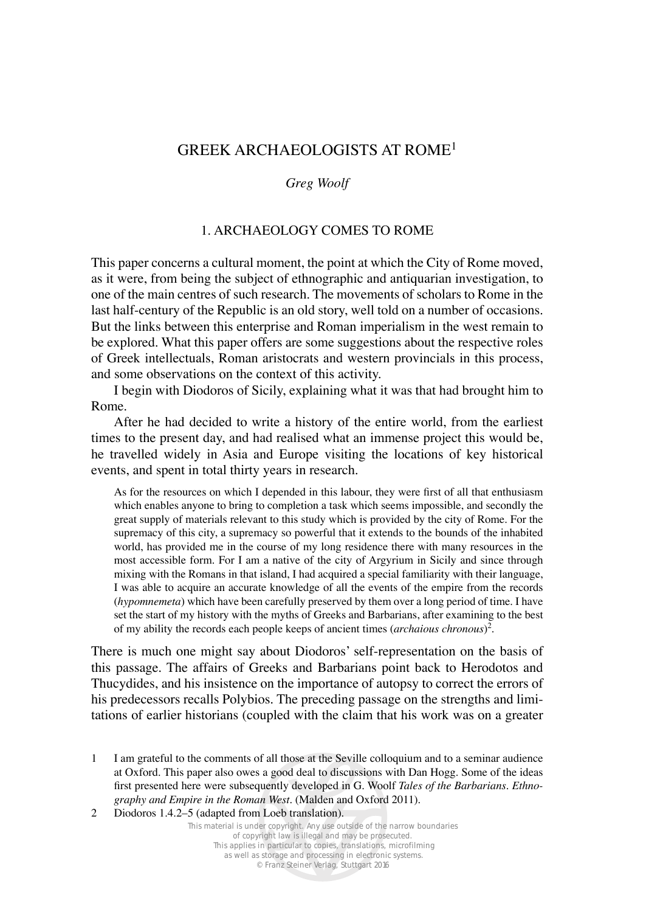# GREEK ARCHAEOLOGISTS AT ROME[1]

*Greg Woolf*

## 1. ARCHAEOLOGY COMES TO ROME

This paper concerns a cultural moment, the point at which the City of Rome moved, as it were, from being the subject of ethnographic and antiquarian investigation, to one of the main centres of such research. The movements of scholars to Rome in the last half-century of the Republic is an old story, well told on a number of occasions. But the links between this enterprise and Roman imperialism in the west remain to be explored. What this paper offers are some suggestions about the respective roles of Greek intellectuals, Roman aristocrats and western provincials in this process, and some observations on the context of this activity.

I begin with Diodoros of Sicily, explaining what it was that had brought him to Rome.

After he had decided to write a history of the entire world, from the earliest times to the present day, and had realised what an immense project this would be, he travelled widely in Asia and Europe visiting the locations of key historical events, and spent in total thirty years in research.

> As for the resources on which I depended in this labour, they were first of all that enthusiasm which enables anyone to bring to completion a task which seems impossible, and secondly the great supply of materials relevant to this study which is provided by the city of Rome. For the supremacy of this city, a supremacy so powerful that it extends to the bounds of the inhabited world, has provided me in the course of my long residence there with many resources in the most accessible form. For I am a native of the city of Argyrium in Sicily and since through mixing with the Romans in that island, I had acquired a special familiarity with their language, I was able to acquire an accurate knowledge of all the events of the empire from the records (*hypomnemeta*) which have been carefully preserved by them over a long period of time. I have set the start of my history with the myths of Greeks and Barbarians, after examining to the best of my ability the records each people keeps of ancient times (*archaious chronous*)[2].

There is much one might say about Diodoros' self-representation on the basis of this passage. The affairs of Greeks and Barbarians point back to Herodotos and Thucydides, and his insistence on the importance of autopsy to correct the errors of his predecessors recalls Polybios. The preceding passage on the strengths and limitations of earlier historians (coupled with the claim that his work was on a greater

1 I am grateful to the comments of all those at the Seville colloquium and to a seminar audience at Oxford. This paper also owes a good deal to discussions with Dan Hogg. Some of the ideas first presented here were subsequently developed in G. Woolf *Tales of the Barbarians. Ethnography and Empire in the Roman West*. (Malden and Oxford 2011).

2 Diodoros 1.4.2–5 (adapted from Loeb translation).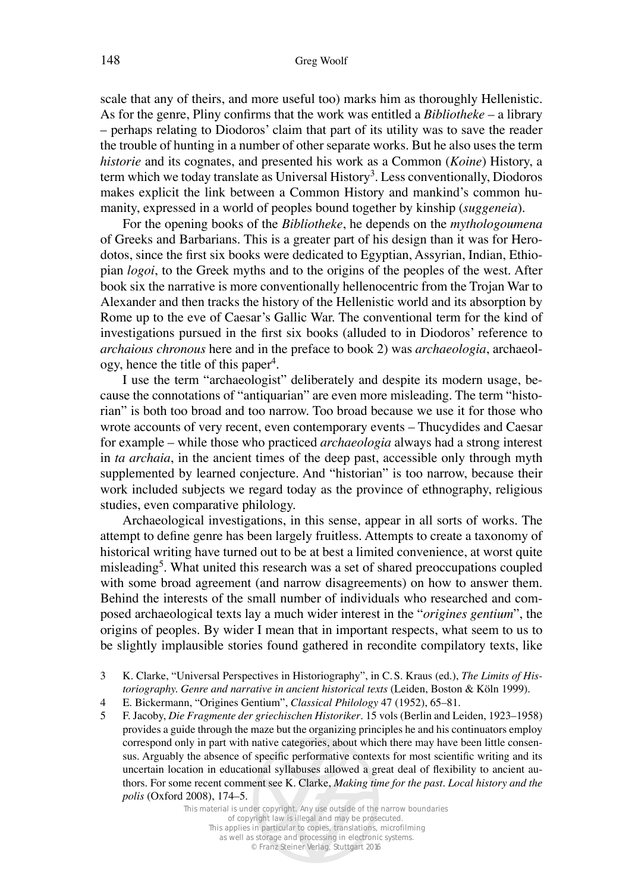scale that any of theirs, and more useful too) marks him as thoroughly Hellenistic. As for the genre, Pliny confirms that the work was entitled a *Bibliotheke* – a library – perhaps relating to Diodoros' claim that part of its utility was to save the reader the trouble of hunting in a number of other separate works. But he also uses the term *historie* and its cognates, and presented his work as a Common (*Koine*) History, a term which we today translate as Universal History[3]. Less conventionally, Diodoros makes explicit the link between a Common History and mankind's common humanity, expressed in a world of peoples bound together by kinship (*suggeneia*).

For the opening books of the *Bibliotheke*, he depends on the *mythologoumena* of Greeks and Barbarians. This is a greater part of his design than it was for Herodotos, since the first six books were dedicated to Egyptian, Assyrian, Indian, Ethiopian *logoi*, to the Greek myths and to the origins of the peoples of the west. After book six the narrative is more conventionally hellenocentric from the Trojan War to Alexander and then tracks the history of the Hellenistic world and its absorption by Rome up to the eve of Caesar's Gallic War. The conventional term for the kind of investigations pursued in the first six books (alluded to in Diodoros' reference to *archaious chronous* here and in the preface to book 2) was *archaeologia*, archaeology, hence the title of this paper[4].

I use the term "archaeologist" deliberately and despite its modern usage, because the connotations of "antiquarian" are even more misleading. The term "historian" is both too broad and too narrow. Too broad because we use it for those who wrote accounts of very recent, even contemporary events – Thucydides and Caesar for example – while those who practiced *archaeologia* always had a strong interest in *ta archaia*, in the ancient times of the deep past, accessible only through myth supplemented by learned conjecture. And "historian" is too narrow, because their work included subjects we regard today as the province of ethnography, religious studies, even comparative philology.

Archaeological investigations, in this sense, appear in all sorts of works. The attempt to define genre has been largely fruitless. Attempts to create a taxonomy of historical writing have turned out to be at best a limited convenience, at worst quite misleading[5]. What united this research was a set of shared preoccupations coupled with some broad agreement (and narrow disagreements) on how to answer them. Behind the interests of the small number of individuals who researched and composed archaeological texts lay a much wider interest in the "*origines gentium*", the origins of peoples. By wider I mean that in important respects, what seem to us to be slightly implausible stories found gathered in recondite compilatory texts, like

3 K. Clarke, "Universal Perspectives in Historiography", in C. S. Kraus (ed.), *The Limits of Historiography. Genre and narrative in ancient historical texts* (Leiden, Boston & Köln 1999).

4 E. Bickermann, "Origines Gentium", *Classical Philology* 47 (1952), 65–81.

5 F. Jacoby, *Die Fragmente der griechischen Historiker*. 15 vols (Berlin and Leiden, 1923–1958) provides a guide through the maze but the organizing principles he and his continuators employ correspond only in part with native categories, about which there may have been little consensus. Arguably the absence of specific performative contexts for most scientific writing and its uncertain location in educational syllabuses allowed a great deal of flexibility to ancient authors. For some recent comment see K. Clarke, *Making time for the past. Local history and the polis* (Oxford 2008), 174–5.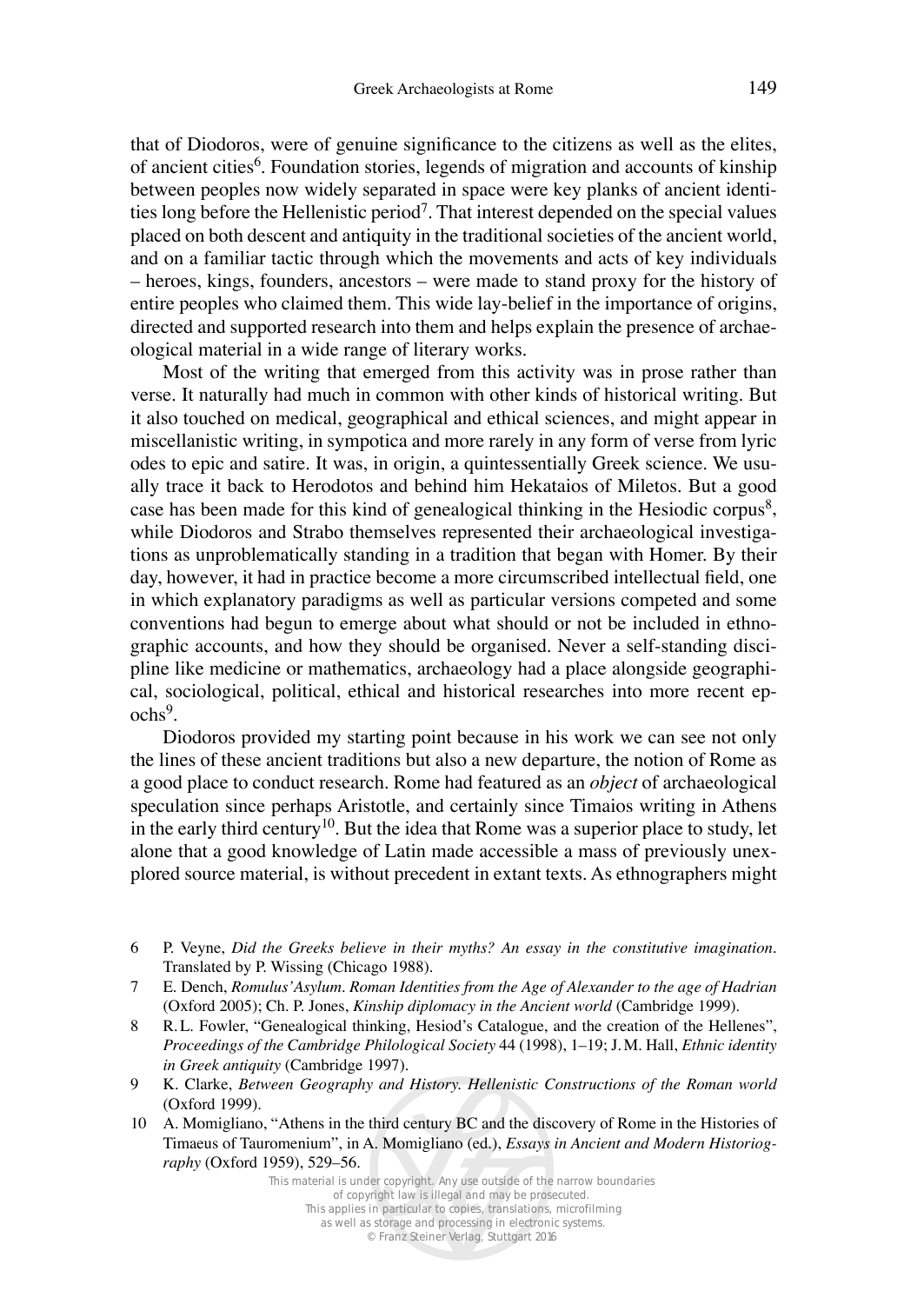that of Diodoros, were of genuine significance to the citizens as well as the elites, of ancient cities[6]. Foundation stories, legends of migration and accounts of kinship between peoples now widely separated in space were key planks of ancient identities long before the Hellenistic period[7]. That interest depended on the special values placed on both descent and antiquity in the traditional societies of the ancient world, and on a familiar tactic through which the movements and acts of key individuals – heroes, kings, founders, ancestors – were made to stand proxy for the history of entire peoples who claimed them. This wide lay-belief in the importance of origins, directed and supported research into them and helps explain the presence of archaeological material in a wide range of literary works.

Most of the writing that emerged from this activity was in prose rather than verse. It naturally had much in common with other kinds of historical writing. But it also touched on medical, geographical and ethical sciences, and might appear in miscellanistic writing, in sympotica and more rarely in any form of verse from lyric odes to epic and satire. It was, in origin, a quintessentially Greek science. We usually trace it back to Herodotos and behind him Hekataios of Miletos. But a good case has been made for this kind of genealogical thinking in the Hesiodic corpus[8], while Diodoros and Strabo themselves represented their archaeological investigations as unproblematically standing in a tradition that began with Homer. By their day, however, it had in practice become a more circumscribed intellectual field, one in which explanatory paradigms as well as particular versions competed and some conventions had begun to emerge about what should or not be included in ethnographic accounts, and how they should be organised. Never a self-standing discipline like medicine or mathematics, archaeology had a place alongside geographical, sociological, political, ethical and historical researches into more recent epochs[9].

Diodoros provided my starting point because in his work we can see not only the lines of these ancient traditions but also a new departure, the notion of Rome as a good place to conduct research. Rome had featured as an *object* of archaeological speculation since perhaps Aristotle, and certainly since Timaios writing in Athens in the early third century[10]. But the idea that Rome was a superior place to study, let alone that a good knowledge of Latin made accessible a mass of previously unexplored source material, is without precedent in extant texts. As ethnographers might

6 P. Veyne, *Did the Greeks believe in their myths? An essay in the constitutive imagination*. Translated by P. Wissing (Chicago 1988).

7 E. Dench, *Romulus'Asylum. Roman Identities from the Age of Alexander to the age of Hadrian* (Oxford 2005); Ch. P. Jones, *Kinship diplomacy in the Ancient world* (Cambridge 1999).

8 R.L. Fowler, "Genealogical thinking, Hesiod's Catalogue, and the creation of the Hellenes", *Proceedings of the Cambridge Philological Society* 44 (1998), 1–19; J.M. Hall, *Ethnic identity in Greek antiquity* (Cambridge 1997).

9 K. Clarke, *Between Geography and History. Hellenistic Constructions of the Roman world* (Oxford 1999).

10 A. Momigliano, "Athens in the third century BC and the discovery of Rome in the Histories of Timaeus of Tauromenium", in A. Momigliano (ed.), *Essays in Ancient and Modern Historiography* (Oxford 1959), 529–56.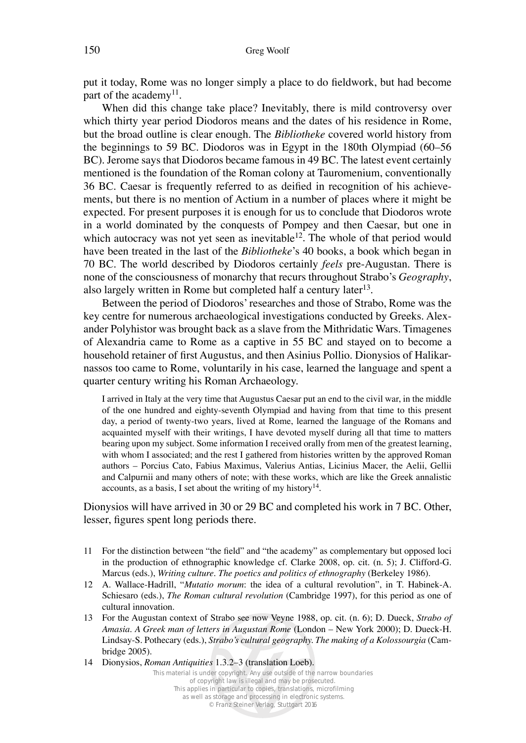put it today, Rome was no longer simply a place to do fieldwork, but had become part of the academy[11].

When did this change take place? Inevitably, there is mild controversy over which thirty year period Diodoros means and the dates of his residence in Rome, but the broad outline is clear enough. The *Bibliotheke* covered world history from the beginnings to 59 BC. Diodoros was in Egypt in the 180th Olympiad (60–56 BC). Jerome says that Diodoros became famous in 49 BC. The latest event certainly mentioned is the foundation of the Roman colony at Tauromenium, conventionally 36 BC. Caesar is frequently referred to as deified in recognition of his achievements, but there is no mention of Actium in a number of places where it might be expected. For present purposes it is enough for us to conclude that Diodoros wrote in a world dominated by the conquests of Pompey and then Caesar, but one in which autocracy was not yet seen as inevitable[12]. The whole of that period would have been treated in the last of the *Bibliotheke*'s 40 books, a book which began in 70 BC. The world described by Diodoros certainly *feels* pre-Augustan. There is none of the consciousness of monarchy that recurs throughout Strabo's *Geography*, also largely written in Rome but completed half a century later[13].

Between the period of Diodoros' researches and those of Strabo, Rome was the key centre for numerous archaeological investigations conducted by Greeks. Alexander Polyhistor was brought back as a slave from the Mithridatic Wars. Timagenes of Alexandria came to Rome as a captive in 55 BC and stayed on to become a household retainer of first Augustus, and then Asinius Pollio. Dionysios of Halikarnassos too came to Rome, voluntarily in his case, learned the language and spent a quarter century writing his Roman Archaeology.

> I arrived in Italy at the very time that Augustus Caesar put an end to the civil war, in the middle of the one hundred and eighty-seventh Olympiad and having from that time to this present day, a period of twenty-two years, lived at Rome, learned the language of the Romans and acquainted myself with their writings, I have devoted myself during all that time to matters bearing upon my subject. Some information I received orally from men of the greatest learning, with whom I associated; and the rest I gathered from histories written by the approved Roman authors – Porcius Cato, Fabius Maximus, Valerius Antias, Licinius Macer, the Aelii, Gellii and Calpurnii and many others of note; with these works, which are like the Greek annalistic accounts, as a basis, I set about the writing of my history[14].

Dionysios will have arrived in 30 or 29 BC and completed his work in 7 BC. Other, lesser, figures spent long periods there.

11 For the distinction between "the field" and "the academy" as complementary but opposed loci in the production of ethnographic knowledge cf. Clarke 2008, op. cit. (n. 5); J. Clifford-G. Marcus (eds.), *Writing culture. The poetics and politics of ethnography* (Berkeley 1986).

12 A. Wallace-Hadrill, "*Mutatio morum*: the idea of a cultural revolution", in T. Habinek-A. Schiesaro (eds.), *The Roman cultural revolution* (Cambridge 1997), for this period as one of cultural innovation.

13 For the Augustan context of Strabo see now Veyne 1988, op. cit. (n. 6); D. Dueck, *Strabo of Amasia. A Greek man of letters in Augustan Rome* (London – New York 2000); D. Dueck-H. Lindsay-S. Pothecary (eds.), *Strabo's cultural geography. The making of a Kolossourgia* (Cambridge 2005).

14 Dionysios, *Roman Antiquities* 1.3.2–3 (translation Loeb).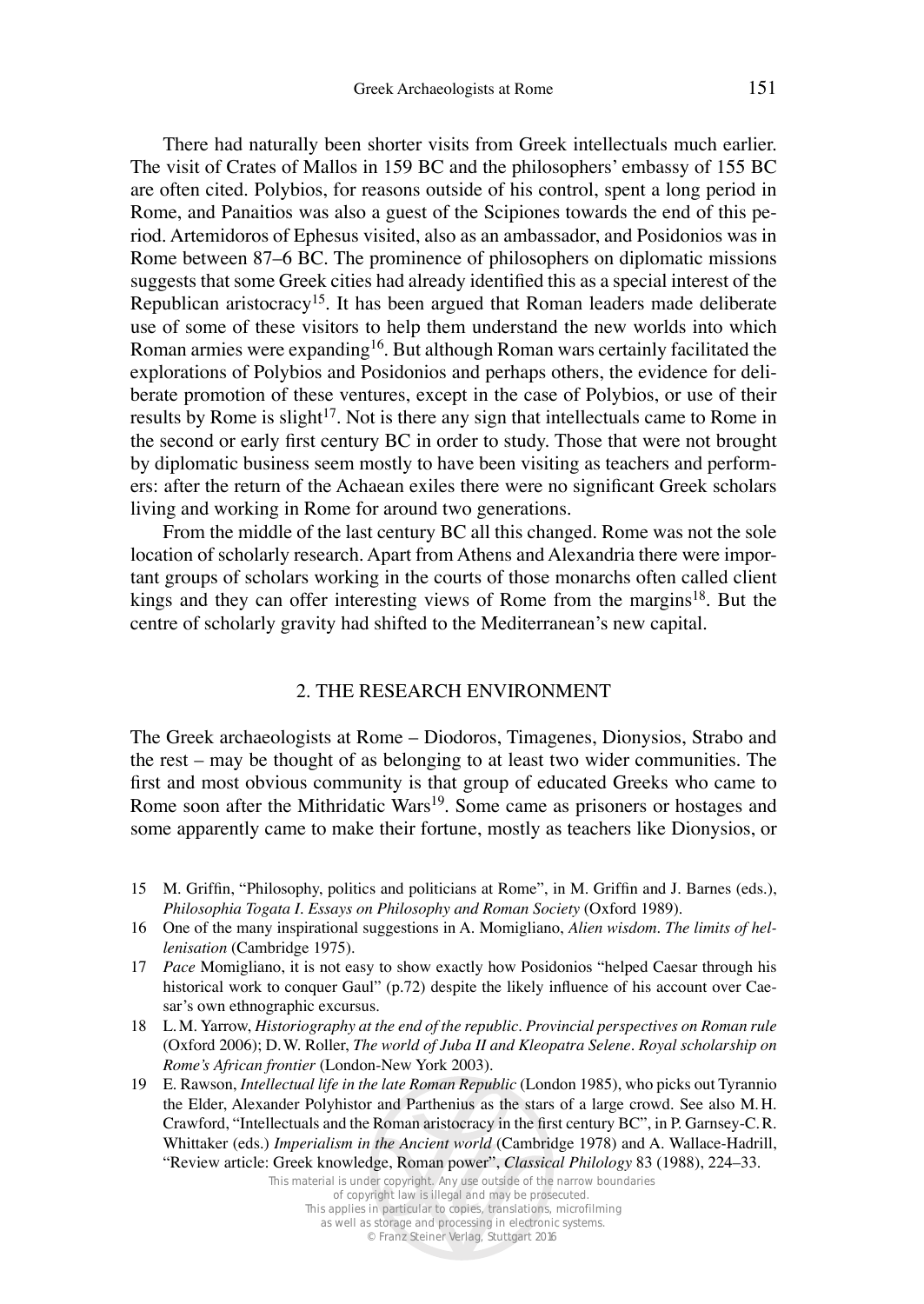There had naturally been shorter visits from Greek intellectuals much earlier. The visit of Crates of Mallos in 159 BC and the philosophers' embassy of 155 BC are often cited. Polybios, for reasons outside of his control, spent a long period in Rome, and Panaitios was also a guest of the Scipiones towards the end of this period. Artemidoros of Ephesus visited, also as an ambassador, and Posidonios was in Rome between 87–6 BC. The prominence of philosophers on diplomatic missions suggests that some Greek cities had already identified this as a special interest of the Republican aristocracy[15]. It has been argued that Roman leaders made deliberate use of some of these visitors to help them understand the new worlds into which Roman armies were expanding[16]. But although Roman wars certainly facilitated the explorations of Polybios and Posidonios and perhaps others, the evidence for deliberate promotion of these ventures, except in the case of Polybios, or use of their results by Rome is slight[17]. Not is there any sign that intellectuals came to Rome in the second or early first century BC in order to study. Those that were not brought by diplomatic business seem mostly to have been visiting as teachers and performers: after the return of the Achaean exiles there were no significant Greek scholars living and working in Rome for around two generations.

From the middle of the last century BC all this changed. Rome was not the sole location of scholarly research. Apart from Athens and Alexandria there were important groups of scholars working in the courts of those monarchs often called client kings and they can offer interesting views of Rome from the margins[18]. But the centre of scholarly gravity had shifted to the Mediterranean's new capital.

## 2. THE RESEARCH ENVIRONMENT

The Greek archaeologists at Rome – Diodoros, Timagenes, Dionysios, Strabo and the rest – may be thought of as belonging to at least two wider communities. The first and most obvious community is that group of educated Greeks who came to Rome soon after the Mithridatic Wars[19]. Some came as prisoners or hostages and some apparently came to make their fortune, mostly as teachers like Dionysios, or

15 M. Griffin, "Philosophy, politics and politicians at Rome", in M. Griffin and J. Barnes (eds.), *Philosophia Togata I. Essays on Philosophy and Roman Society* (Oxford 1989).

16 One of the many inspirational suggestions in A. Momigliano, *Alien wisdom. The limits of hellenisation* (Cambridge 1975).

17 *Pace* Momigliano, it is not easy to show exactly how Posidonios "helped Caesar through his historical work to conquer Gaul" (p.72) despite the likely influence of his account over Caesar's own ethnographic excursus.

18 L. M. Yarrow, *Historiography at the end of the republic. Provincial perspectives on Roman rule* (Oxford 2006); D. W. Roller, *The world of Juba II and Kleopatra Selene. Royal scholarship on Rome's African frontier* (London-New York 2003).

19 E. Rawson, *Intellectual life in the late Roman Republic* (London 1985), who picks out Tyrannio the Elder, Alexander Polyhistor and Parthenius as the stars of a large crowd. See also M. H. Crawford, "Intellectuals and the Roman aristocracy in the first century BC", in P. Garnsey-C. R. Whittaker (eds.) *Imperialism in the Ancient world* (Cambridge 1978) and A. Wallace-Hadrill, "Review article: Greek knowledge, Roman power", *Classical Philology* 83 (1988), 224–33.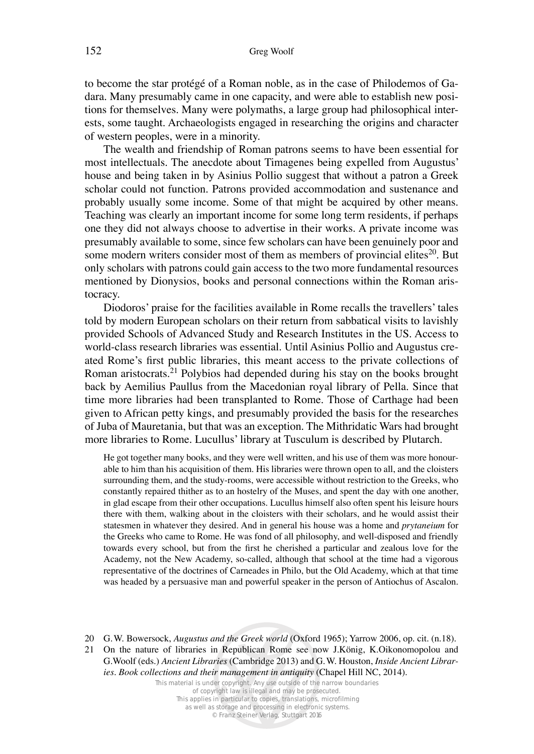to become the star protégé of a Roman noble, as in the case of Philodemos of Gadara. Many presumably came in one capacity, and were able to establish new positions for themselves. Many were polymaths, a large group had philosophical interests, some taught. Archaeologists engaged in researching the origins and character of western peoples, were in a minority.

The wealth and friendship of Roman patrons seems to have been essential for most intellectuals. The anecdote about Timagenes being expelled from Augustus' house and being taken in by Asinius Pollio suggest that without a patron a Greek scholar could not function. Patrons provided accommodation and sustenance and probably usually some income. Some of that might be acquired by other means. Teaching was clearly an important income for some long term residents, if perhaps one they did not always choose to advertise in their works. A private income was presumably available to some, since few scholars can have been genuinely poor and some modern writers consider most of them as members of provincial elites[20]. But only scholars with patrons could gain access to the two more fundamental resources mentioned by Dionysios, books and personal connections within the Roman aristocracy.

Diodoros' praise for the facilities available in Rome recalls the travellers' tales told by modern European scholars on their return from sabbatical visits to lavishly provided Schools of Advanced Study and Research Institutes in the US. Access to world-class research libraries was essential. Until Asinius Pollio and Augustus created Rome's first public libraries, this meant access to the private collections of Roman aristocrats.[21] Polybios had depended during his stay on the books brought back by Aemilius Paullus from the Macedonian royal library of Pella. Since that time more libraries had been transplanted to Rome. Those of Carthage had been given to African petty kings, and presumably provided the basis for the researches of Juba of Mauretania, but that was an exception. The Mithridatic Wars had brought more libraries to Rome. Lucullus' library at Tusculum is described by Plutarch.

> He got together many books, and they were well written, and his use of them was more honourable to him than his acquisition of them. His libraries were thrown open to all, and the cloisters surrounding them, and the study-rooms, were accessible without restriction to the Greeks, who constantly repaired thither as to an hostelry of the Muses, and spent the day with one another, in glad escape from their other occupations. Lucullus himself also often spent his leisure hours there with them, walking about in the cloisters with their scholars, and he would assist their statesmen in whatever they desired. And in general his house was a home and *prytaneium* for the Greeks who came to Rome. He was fond of all philosophy, and well-disposed and friendly towards every school, but from the first he cherished a particular and zealous love for the Academy, not the New Academy, so-called, although that school at the time had a vigorous representative of the doctrines of Carneades in Philo, but the Old Academy, which at that time was headed by a persuasive man and powerful speaker in the person of Antiochus of Ascalon.

20 G.W. Bowersock, *Augustus and the Greek world* (Oxford 1965); Yarrow 2006, op. cit. (n.18).

21 On the nature of libraries in Republican Rome see now J.König, K.Oikonomopolou and G.Woolf (eds.) *Ancient Libraries* (Cambridge 2013) and G.W. Houston, *Inside Ancient Libraries. Book collections and their management in antiquity* (Chapel Hill NC, 2014).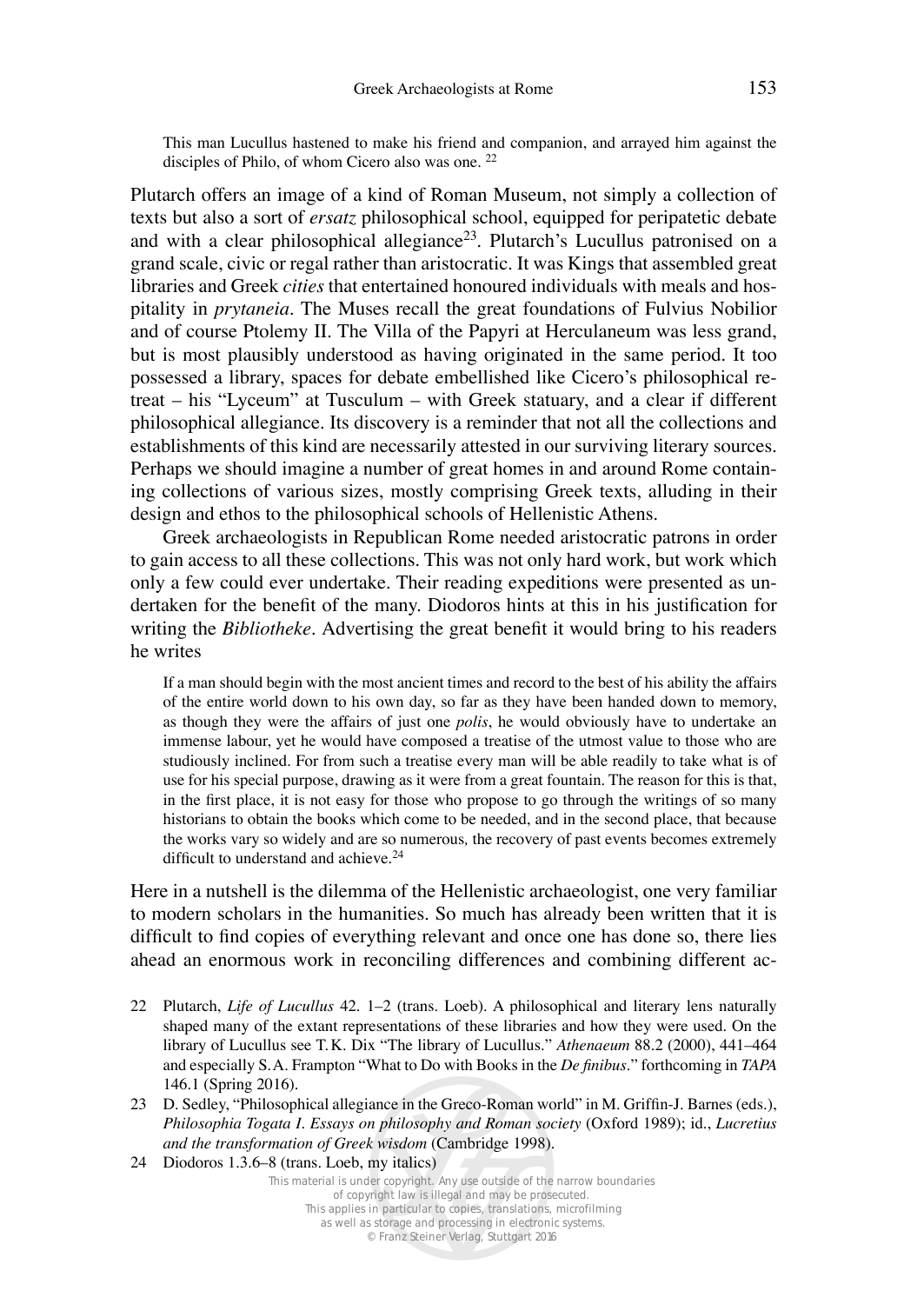This man Lucullus hastened to make his friend and companion, and arrayed him against the disciples of Philo, of whom Cicero also was one. [22]

Plutarch offers an image of a kind of Roman Museum, not simply a collection of texts but also a sort of *ersatz* philosophical school, equipped for peripatetic debate and with a clear philosophical allegiance[23]. Plutarch's Lucullus patronised on a grand scale, civic or regal rather than aristocratic. It was Kings that assembled great libraries and Greek *cities* that entertained honoured individuals with meals and hospitality in *prytaneia*. The Muses recall the great foundations of Fulvius Nobilior and of course Ptolemy II. The Villa of the Papyri at Herculaneum was less grand, but is most plausibly understood as having originated in the same period. It too possessed a library, spaces for debate embellished like Cicero's philosophical retreat – his "Lyceum" at Tusculum – with Greek statuary, and a clear if different philosophical allegiance. Its discovery is a reminder that not all the collections and establishments of this kind are necessarily attested in our surviving literary sources. Perhaps we should imagine a number of great homes in and around Rome containing collections of various sizes, mostly comprising Greek texts, alluding in their design and ethos to the philosophical schools of Hellenistic Athens.

Greek archaeologists in Republican Rome needed aristocratic patrons in order to gain access to all these collections. This was not only hard work, but work which only a few could ever undertake. Their reading expeditions were presented as undertaken for the benefit of the many. Diodoros hints at this in his justification for writing the *Bibliotheke*. Advertising the great benefit it would bring to his readers he writes

> If a man should begin with the most ancient times and record to the best of his ability the affairs of the entire world down to his own day, so far as they have been handed down to memory, as though they were the affairs of just one *polis*, he would obviously have to undertake an immense labour, yet he would have composed a treatise of the utmost value to those who are studiously inclined. For from such a treatise every man will be able readily to take what is of use for his special purpose, drawing as it were from a great fountain. The reason for this is that, in the first place, it is not easy for those who propose to go through the writings of so many historians to obtain the books which come to be needed, and in the second place, that because the works vary so widely and are so numerous, the recovery of past events becomes extremely difficult to understand and achieve.[24]

Here in a nutshell is the dilemma of the Hellenistic archaeologist, one very familiar to modern scholars in the humanities. So much has already been written that it is difficult to find copies of everything relevant and once one has done so, there lies ahead an enormous work in reconciling differences and combining different ac-

22 Plutarch, *Life of Lucullus* 42. 1–2 (trans. Loeb). A philosophical and literary lens naturally shaped many of the extant representations of these libraries and how they were used. On the library of Lucullus see T.K. Dix "The library of Lucullus." *Athenaeum* 88.2 (2000), 441–464 and especially S.A. Frampton "What to Do with Books in the *De finibus*." forthcoming in *TAPA* 146.1 (Spring 2016).

23 D. Sedley, "Philosophical allegiance in the Greco-Roman world" in M. Griffin-J. Barnes (eds.), *Philosophia Togata I. Essays on philosophy and Roman society* (Oxford 1989); id., *Lucretius and the transformation of Greek wisdom* (Cambridge 1998).

24 Diodoros 1.3.6–8 (trans. Loeb, my italics)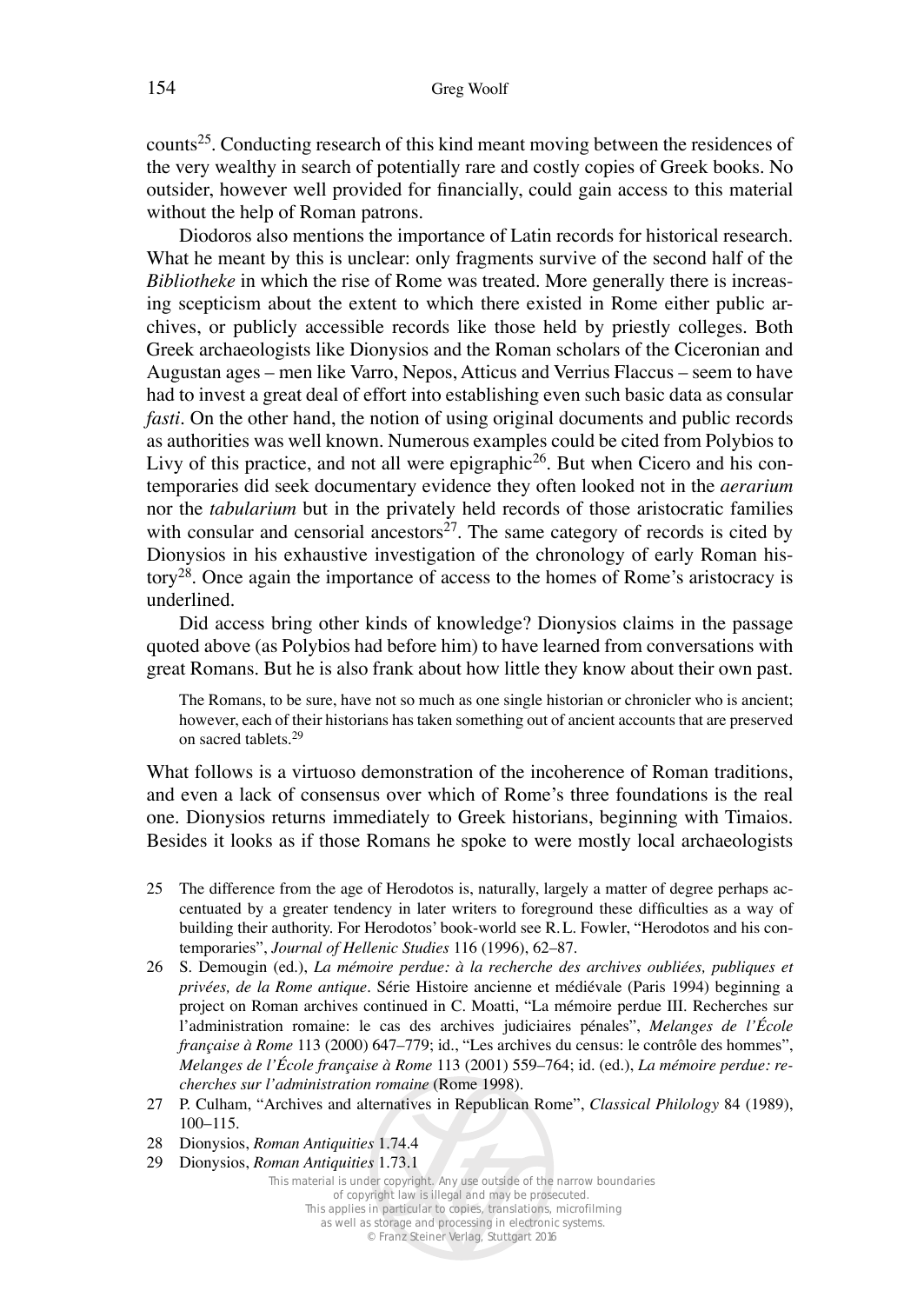counts[25]. Conducting research of this kind meant moving between the residences of the very wealthy in search of potentially rare and costly copies of Greek books. No outsider, however well provided for financially, could gain access to this material without the help of Roman patrons.

Diodoros also mentions the importance of Latin records for historical research. What he meant by this is unclear: only fragments survive of the second half of the *Bibliotheke* in which the rise of Rome was treated. More generally there is increasing scepticism about the extent to which there existed in Rome either public archives, or publicly accessible records like those held by priestly colleges. Both Greek archaeologists like Dionysios and the Roman scholars of the Ciceronian and Augustan ages – men like Varro, Nepos, Atticus and Verrius Flaccus – seem to have had to invest a great deal of effort into establishing even such basic data as consular *fasti*. On the other hand, the notion of using original documents and public records as authorities was well known. Numerous examples could be cited from Polybios to Livy of this practice, and not all were epigraphic[26]. But when Cicero and his contemporaries did seek documentary evidence they often looked not in the *aerarium* nor the *tabularium* but in the privately held records of those aristocratic families with consular and censorial ancestors[27]. The same category of records is cited by Dionysios in his exhaustive investigation of the chronology of early Roman history[28]. Once again the importance of access to the homes of Rome's aristocracy is underlined.

Did access bring other kinds of knowledge? Dionysios claims in the passage quoted above (as Polybios had before him) to have learned from conversations with great Romans. But he is also frank about how little they know about their own past.

> The Romans, to be sure, have not so much as one single historian or chronicler who is ancient; however, each of their historians has taken something out of ancient accounts that are preserved on sacred tablets.[29]

What follows is a virtuoso demonstration of the incoherence of Roman traditions, and even a lack of consensus over which of Rome's three foundations is the real one. Dionysios returns immediately to Greek historians, beginning with Timaios. Besides it looks as if those Romans he spoke to were mostly local archaeologists

25 The difference from the age of Herodotos is, naturally, largely a matter of degree perhaps accentuated by a greater tendency in later writers to foreground these difficulties as a way of building their authority. For Herodotos' book-world see R.L. Fowler, "Herodotos and his contemporaries", *Journal of Hellenic Studies* 116 (1996), 62–87.

26 S. Demougin (ed.), *La mémoire perdue: à la recherche des archives oubliées, publiques et privées, de la Rome antique*. Série Histoire ancienne et médiévale (Paris 1994) beginning a project on Roman archives continued in C. Moatti, "La mémoire perdue III. Recherches sur l'administration romaine: le cas des archives judiciaires pénales", *Melanges de l'École française à Rome* 113 (2000) 647–779; id., "Les archives du census: le contrôle des hommes", *Melanges de l'École française à Rome* 113 (2001) 559–764; id. (ed.), *La mémoire perdue: recherches sur l'administration romaine* (Rome 1998).

27 P. Culham, "Archives and alternatives in Republican Rome", *Classical Philology* 84 (1989), 100–115.

28 Dionysios, *Roman Antiquities* 1.74.4

29 Dionysios, *Roman Antiquities* 1.73.1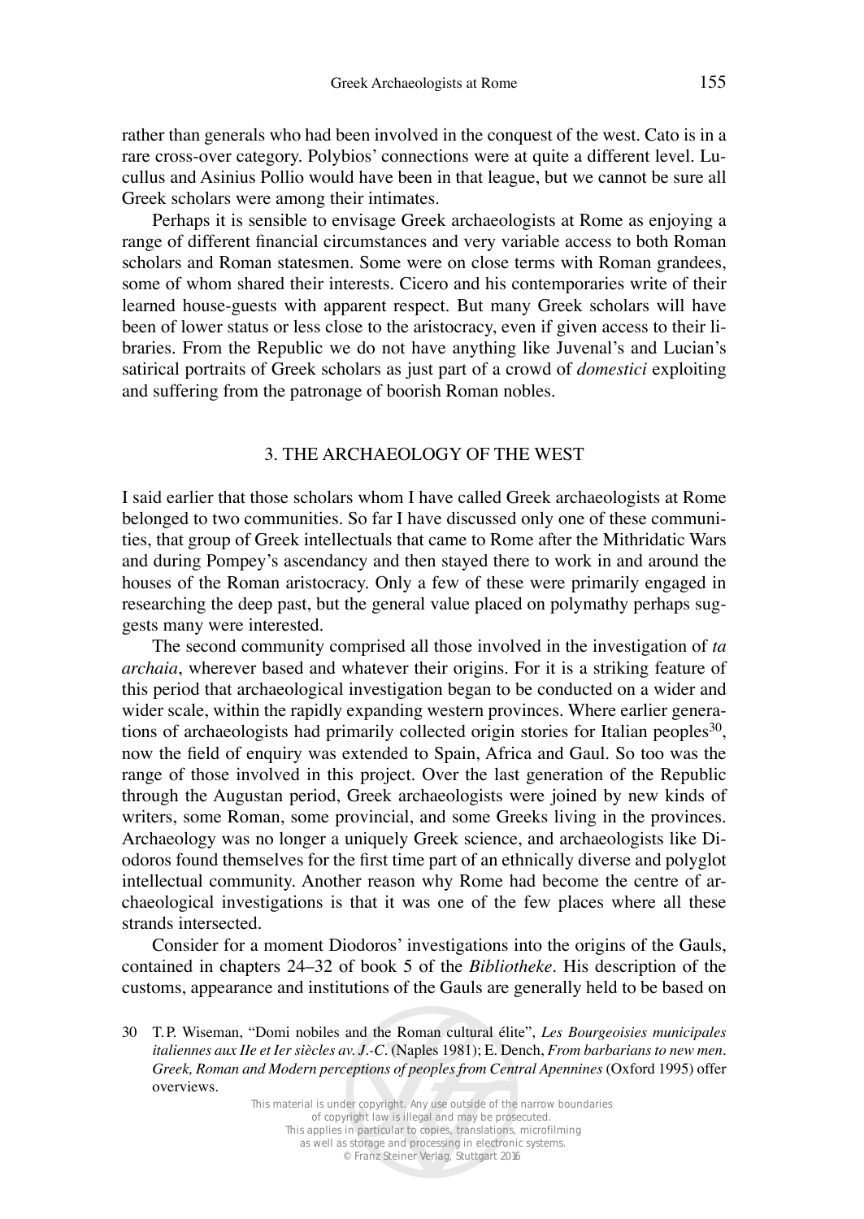rather than generals who had been involved in the conquest of the west. Cato is in a rare cross-over category. Polybios' connections were at quite a different level. Lucullus and Asinius Pollio would have been in that league, but we cannot be sure all Greek scholars were among their intimates.

Perhaps it is sensible to envisage Greek archaeologists at Rome as enjoying a range of different financial circumstances and very variable access to both Roman scholars and Roman statesmen. Some were on close terms with Roman grandees, some of whom shared their interests. Cicero and his contemporaries write of their learned house-guests with apparent respect. But many Greek scholars will have been of lower status or less close to the aristocracy, even if given access to their libraries. From the Republic we do not have anything like Juvenal's and Lucian's satirical portraits of Greek scholars as just part of a crowd of *domestici* exploiting and suffering from the patronage of boorish Roman nobles.

## 3. THE ARCHAEOLOGY OF THE WEST

I said earlier that those scholars whom I have called Greek archaeologists at Rome belonged to two communities. So far I have discussed only one of these communities, that group of Greek intellectuals that came to Rome after the Mithridatic Wars and during Pompey's ascendancy and then stayed there to work in and around the houses of the Roman aristocracy. Only a few of these were primarily engaged in researching the deep past, but the general value placed on polymathy perhaps suggests many were interested.

The second community comprised all those involved in the investigation of *ta archaia*, wherever based and whatever their origins. For it is a striking feature of this period that archaeological investigation began to be conducted on a wider and wider scale, within the rapidly expanding western provinces. Where earlier generations of archaeologists had primarily collected origin stories for Italian peoples[30], now the field of enquiry was extended to Spain, Africa and Gaul. So too was the range of those involved in this project. Over the last generation of the Republic through the Augustan period, Greek archaeologists were joined by new kinds of writers, some Roman, some provincial, and some Greeks living in the provinces. Archaeology was no longer a uniquely Greek science, and archaeologists like Diodoros found themselves for the first time part of an ethnically diverse and polyglot intellectual community. Another reason why Rome had become the centre of archaeological investigations is that it was one of the few places where all these strands intersected.

Consider for a moment Diodoros' investigations into the origins of the Gauls, contained in chapters 24–32 of book 5 of the *Bibliotheke*. His description of the customs, appearance and institutions of the Gauls are generally held to be based on

30 T. P. Wiseman, "Domi nobiles and the Roman cultural élite", *Les Bourgeoisies municipales italiennes aux IIe et Ier siècles av. J.-C.* (Naples 1981); E. Dench, *From barbarians to new men. Greek, Roman and Modern perceptions of peoples from Central Apennines* (Oxford 1995) offer overviews.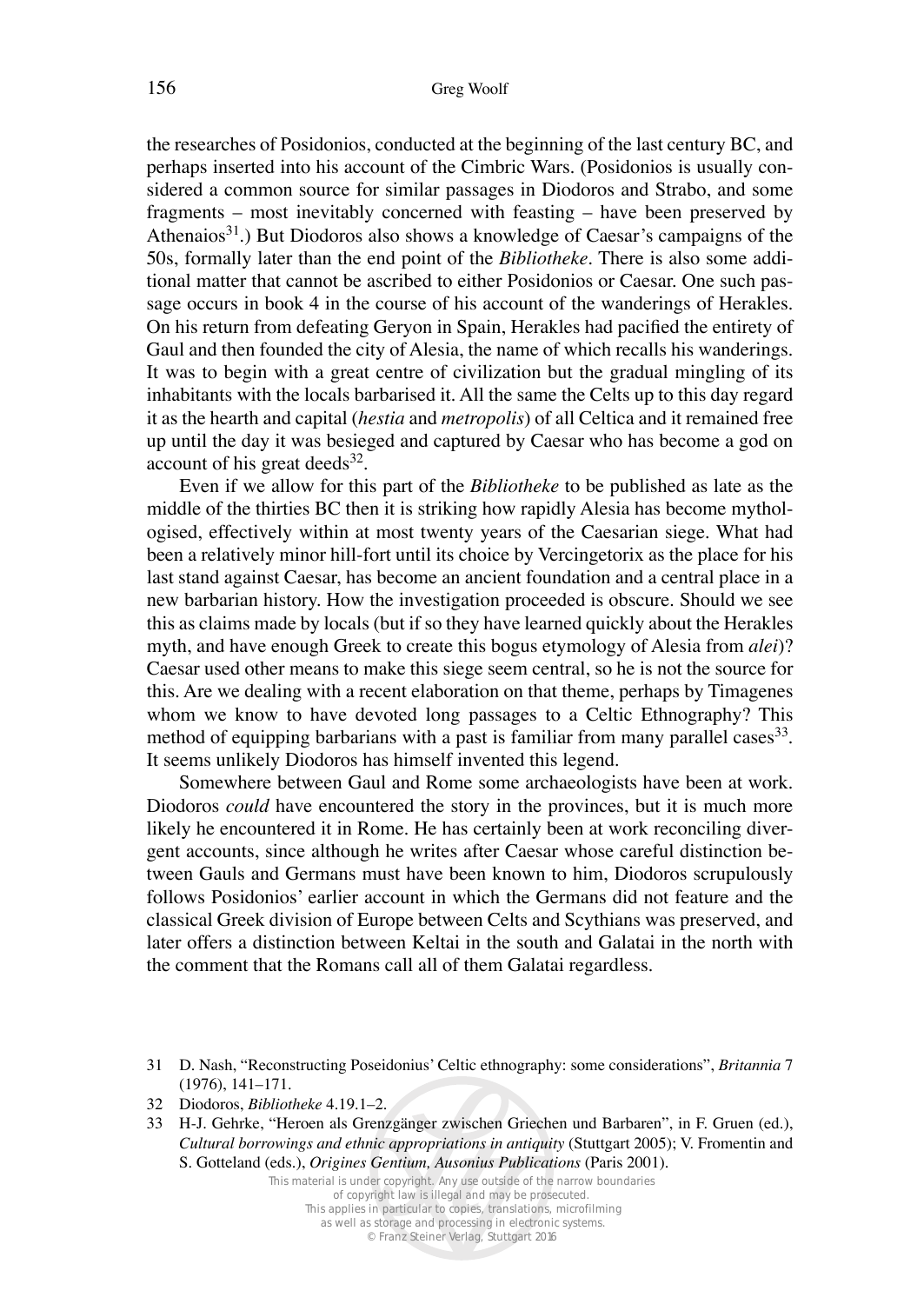the researches of Posidonios, conducted at the beginning of the last century BC, and perhaps inserted into his account of the Cimbric Wars. (Posidonios is usually considered a common source for similar passages in Diodoros and Strabo, and some fragments – most inevitably concerned with feasting – have been preserved by Athenaios[31].) But Diodoros also shows a knowledge of Caesar's campaigns of the 50s, formally later than the end point of the *Bibliotheke*. There is also some additional matter that cannot be ascribed to either Posidonios or Caesar. One such passage occurs in book 4 in the course of his account of the wanderings of Herakles. On his return from defeating Geryon in Spain, Herakles had pacified the entirety of Gaul and then founded the city of Alesia, the name of which recalls his wanderings. It was to begin with a great centre of civilization but the gradual mingling of its inhabitants with the locals barbarised it. All the same the Celts up to this day regard it as the hearth and capital (*hestia* and *metropolis*) of all Celtica and it remained free up until the day it was besieged and captured by Caesar who has become a god on account of his great deeds[32].

Even if we allow for this part of the *Bibliotheke* to be published as late as the middle of the thirties BC then it is striking how rapidly Alesia has become mythologised, effectively within at most twenty years of the Caesarian siege. What had been a relatively minor hill-fort until its choice by Vercingetorix as the place for his last stand against Caesar, has become an ancient foundation and a central place in a new barbarian history. How the investigation proceeded is obscure. Should we see this as claims made by locals (but if so they have learned quickly about the Herakles myth, and have enough Greek to create this bogus etymology of Alesia from *alei*)? Caesar used other means to make this siege seem central, so he is not the source for this. Are we dealing with a recent elaboration on that theme, perhaps by Timagenes whom we know to have devoted long passages to a Celtic Ethnography? This method of equipping barbarians with a past is familiar from many parallel cases[33]. It seems unlikely Diodoros has himself invented this legend.

Somewhere between Gaul and Rome some archaeologists have been at work. Diodoros *could* have encountered the story in the provinces, but it is much more likely he encountered it in Rome. He has certainly been at work reconciling divergent accounts, since although he writes after Caesar whose careful distinction between Gauls and Germans must have been known to him, Diodoros scrupulously follows Posidonios' earlier account in which the Germans did not feature and the classical Greek division of Europe between Celts and Scythians was preserved, and later offers a distinction between Keltai in the south and Galatai in the north with the comment that the Romans call all of them Galatai regardless.

31 D. Nash, "Reconstructing Poseidonius' Celtic ethnography: some considerations", *Britannia* 7 (1976), 141–171.

32 Diodoros, *Bibliotheke* 4.19.1–2.

33 H-J. Gehrke, "Heroen als Grenzgänger zwischen Griechen und Barbaren", in F. Gruen (ed.), *Cultural borrowings and ethnic appropriations in antiquity* (Stuttgart 2005); V. Fromentin and S. Gotteland (eds.), *Origines Gentium, Ausonius Publications* (Paris 2001).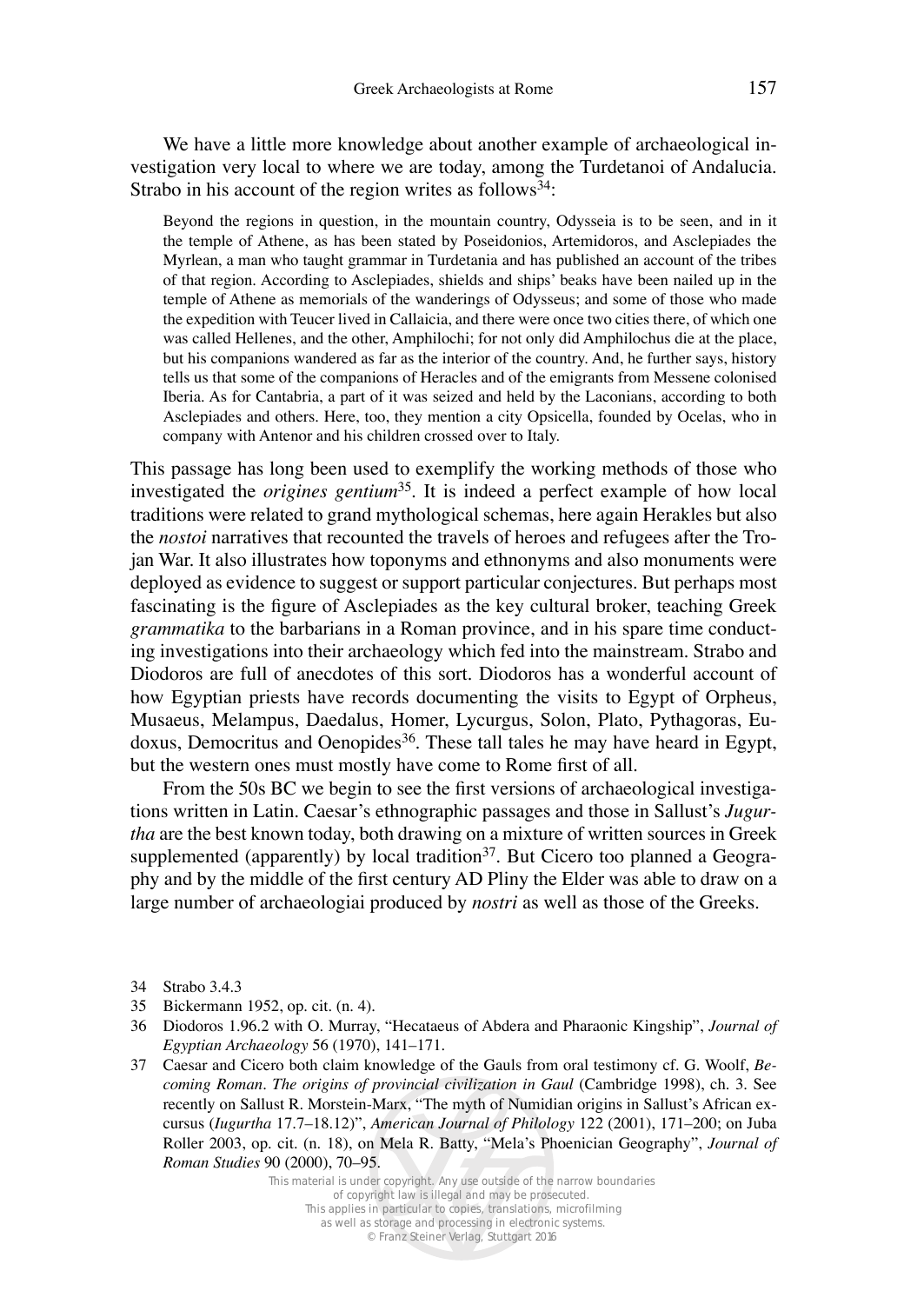We have a little more knowledge about another example of archaeological investigation very local to where we are today, among the Turdetanoi of Andalucia. Strabo in his account of the region writes as follows[34]:

> Beyond the regions in question, in the mountain country, Odysseia is to be seen, and in it the temple of Athene, as has been stated by Poseidonios, Artemidoros, and Asclepiades the Myrlean, a man who taught grammar in Turdetania and has published an account of the tribes of that region. According to Asclepiades, shields and ships' beaks have been nailed up in the temple of Athene as memorials of the wanderings of Odysseus; and some of those who made the expedition with Teucer lived in Callaicia, and there were once two cities there, of which one was called Hellenes, and the other, Amphilochi; for not only did Amphilochus die at the place, but his companions wandered as far as the interior of the country. And, he further says, history tells us that some of the companions of Heracles and of the emigrants from Messene colonised Iberia. As for Cantabria, a part of it was seized and held by the Laconians, according to both Asclepiades and others. Here, too, they mention a city Opsicella, founded by Ocelas, who in company with Antenor and his children crossed over to Italy.

This passage has long been used to exemplify the working methods of those who investigated the *origines gentium*[35]. It is indeed a perfect example of how local traditions were related to grand mythological schemas, here again Herakles but also the *nostoi* narratives that recounted the travels of heroes and refugees after the Trojan War. It also illustrates how toponyms and ethnonyms and also monuments were deployed as evidence to suggest or support particular conjectures. But perhaps most fascinating is the figure of Asclepiades as the key cultural broker, teaching Greek *grammatika* to the barbarians in a Roman province, and in his spare time conducting investigations into their archaeology which fed into the mainstream. Strabo and Diodoros are full of anecdotes of this sort. Diodoros has a wonderful account of how Egyptian priests have records documenting the visits to Egypt of Orpheus, Musaeus, Melampus, Daedalus, Homer, Lycurgus, Solon, Plato, Pythagoras, Eudoxus, Democritus and Oenopides[36]. These tall tales he may have heard in Egypt, but the western ones must mostly have come to Rome first of all.

From the 50s BC we begin to see the first versions of archaeological investigations written in Latin. Caesar's ethnographic passages and those in Sallust's *Jugurtha* are the best known today, both drawing on a mixture of written sources in Greek supplemented (apparently) by local tradition[37]. But Cicero too planned a Geography and by the middle of the first century AD Pliny the Elder was able to draw on a large number of archaeologiai produced by *nostri* as well as those of the Greeks.

34 Strabo 3.4.3

35 Bickermann 1952, op. cit. (n. 4).

36 Diodoros 1.96.2 with O. Murray, "Hecataeus of Abdera and Pharaonic Kingship", *Journal of Egyptian Archaeology* 56 (1970), 141–171.

37 Caesar and Cicero both claim knowledge of the Gauls from oral testimony cf. G. Woolf, *Becoming Roman. The origins of provincial civilization in Gaul* (Cambridge 1998), ch. 3. See recently on Sallust R. Morstein-Marx, "The myth of Numidian origins in Sallust's African excursus (*Iugurtha* 17.7–18.12)", *American Journal of Philology* 122 (2001), 171–200; on Juba Roller 2003, op. cit. (n. 18), on Mela R. Batty, "Mela's Phoenician Geography", *Journal of Roman Studies* 90 (2000), 70–95.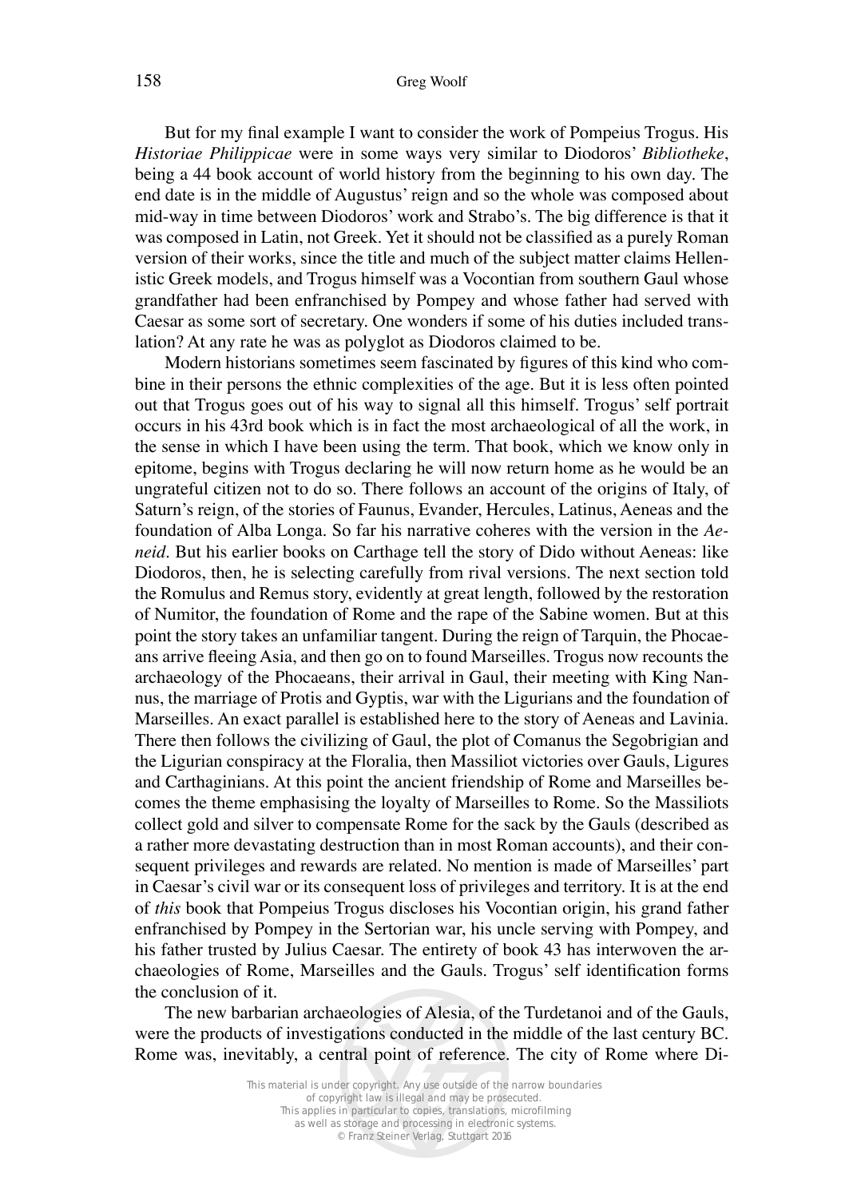But for my final example I want to consider the work of Pompeius Trogus. His *Historiae Philippicae* were in some ways very similar to Diodoros' *Bibliotheke*, being a 44 book account of world history from the beginning to his own day. The end date is in the middle of Augustus' reign and so the whole was composed about mid-way in time between Diodoros' work and Strabo's. The big difference is that it was composed in Latin, not Greek. Yet it should not be classified as a purely Roman version of their works, since the title and much of the subject matter claims Hellenistic Greek models, and Trogus himself was a Vocontian from southern Gaul whose grandfather had been enfranchised by Pompey and whose father had served with Caesar as some sort of secretary. One wonders if some of his duties included translation? At any rate he was as polyglot as Diodoros claimed to be.

Modern historians sometimes seem fascinated by figures of this kind who combine in their persons the ethnic complexities of the age. But it is less often pointed out that Trogus goes out of his way to signal all this himself. Trogus' self portrait occurs in his 43rd book which is in fact the most archaeological of all the work, in the sense in which I have been using the term. That book, which we know only in epitome, begins with Trogus declaring he will now return home as he would be an ungrateful citizen not to do so. There follows an account of the origins of Italy, of Saturn's reign, of the stories of Faunus, Evander, Hercules, Latinus, Aeneas and the foundation of Alba Longa. So far his narrative coheres with the version in the *Aeneid*. But his earlier books on Carthage tell the story of Dido without Aeneas: like Diodoros, then, he is selecting carefully from rival versions. The next section told the Romulus and Remus story, evidently at great length, followed by the restoration of Numitor, the foundation of Rome and the rape of the Sabine women. But at this point the story takes an unfamiliar tangent. During the reign of Tarquin, the Phocaeans arrive fleeing Asia, and then go on to found Marseilles. Trogus now recounts the archaeology of the Phocaeans, their arrival in Gaul, their meeting with King Nannus, the marriage of Protis and Gyptis, war with the Ligurians and the foundation of Marseilles. An exact parallel is established here to the story of Aeneas and Lavinia. There then follows the civilizing of Gaul, the plot of Comanus the Segobrigian and the Ligurian conspiracy at the Floralia, then Massiliot victories over Gauls, Ligures and Carthaginians. At this point the ancient friendship of Rome and Marseilles becomes the theme emphasising the loyalty of Marseilles to Rome. So the Massiliots collect gold and silver to compensate Rome for the sack by the Gauls (described as a rather more devastating destruction than in most Roman accounts), and their consequent privileges and rewards are related. No mention is made of Marseilles' part in Caesar's civil war or its consequent loss of privileges and territory. It is at the end of *this* book that Pompeius Trogus discloses his Vocontian origin, his grand father enfranchised by Pompey in the Sertorian war, his uncle serving with Pompey, and his father trusted by Julius Caesar. The entirety of book 43 has interwoven the archaeologies of Rome, Marseilles and the Gauls. Trogus' self identification forms the conclusion of it.

The new barbarian archaeologies of Alesia, of the Turdetanoi and of the Gauls, were the products of investigations conducted in the middle of the last century BC. Rome was, inevitably, a central point of reference. The city of Rome where Di-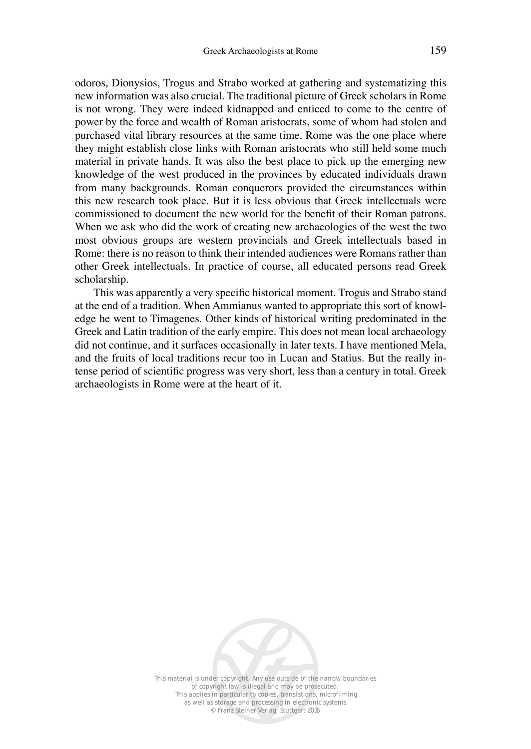odoros, Dionysios, Trogus and Strabo worked at gathering and systematizing this new information was also crucial. The traditional picture of Greek scholars in Rome is not wrong. They were indeed kidnapped and enticed to come to the centre of power by the force and wealth of Roman aristocrats, some of whom had stolen and purchased vital library resources at the same time. Rome was the one place where they might establish close links with Roman aristocrats who still held some much material in private hands. It was also the best place to pick up the emerging new knowledge of the west produced in the provinces by educated individuals drawn from many backgrounds. Roman conquerors provided the circumstances within this new research took place. But it is less obvious that Greek intellectuals were commissioned to document the new world for the benefit of their Roman patrons. When we ask who did the work of creating new archaeologies of the west the two most obvious groups are western provincials and Greek intellectuals based in Rome: there is no reason to think their intended audiences were Romans rather than other Greek intellectuals. In practice of course, all educated persons read Greek scholarship.

This was apparently a very specific historical moment. Trogus and Strabo stand at the end of a tradition. When Ammianus wanted to appropriate this sort of knowledge he went to Timagenes. Other kinds of historical writing predominated in the Greek and Latin tradition of the early empire. This does not mean local archaeology did not continue, and it surfaces occasionally in later texts. I have mentioned Mela, and the fruits of local traditions recur too in Lucan and Statius. But the really intense period of scientific progress was very short, less than a century in total. Greek archaeologists in Rome were at the heart of it.